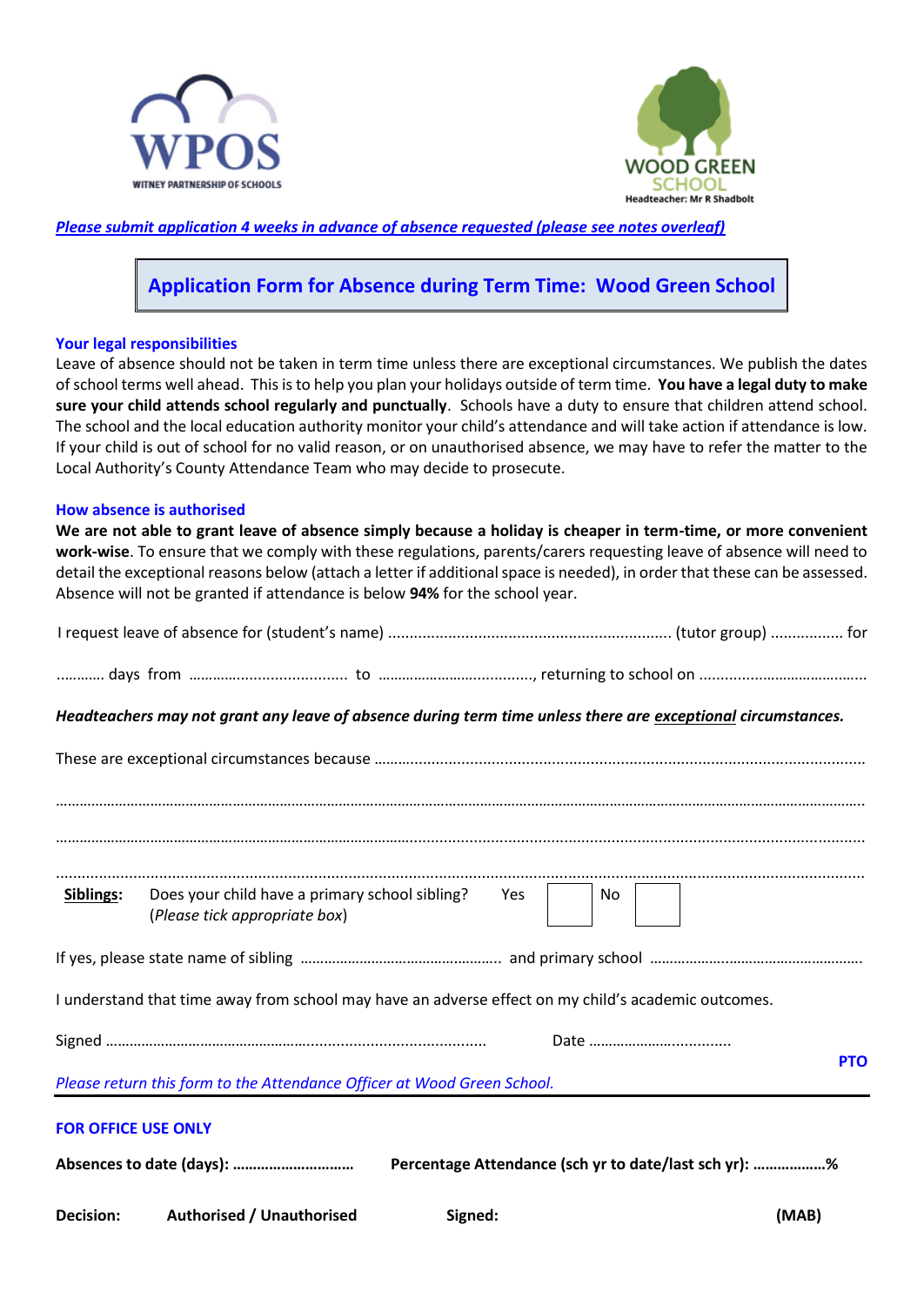WPOS
WITNEY PARTNERSHIP OF SCHOOLS

WOOD GREEN SCHOOL
Headteacher: Mr R Shadbolt

*Please submit application 4 weeks in advance of absence requested (please see notes overleaf)*

# Application Form for Absence during Term Time: Wood Green School

### Your legal responsibilities

Leave of absence should not be taken in term time unless there are exceptional circumstances. We publish the dates of school terms well ahead. This is to help you plan your holidays outside of term time. **You have a legal duty to make sure your child attends school regularly and punctually**. Schools have a duty to ensure that children attend school. The school and the local education authority monitor your child's attendance and will take action if attendance is low. If your child is out of school for no valid reason, or on unauthorised absence, we may have to refer the matter to the Local Authority's County Attendance Team who may decide to prosecute.

### How absence is authorised

**We are not able to grant leave of absence simply because a holiday is cheaper in term-time, or more convenient work-wise**. To ensure that we comply with these regulations, parents/carers requesting leave of absence will need to detail the exceptional reasons below (attach a letter if additional space is needed), in order that these can be assessed. Absence will not be granted if attendance is below **94%** for the school year.

I request leave of absence for (student's name) .................................................................. (tutor group) ................ for

………… days from ...................................... to ………………………………, returning to school on ……………………………….

***Headteachers may not grant any leave of absence during term time unless there are exceptional circumstances.***

These are exceptional circumstances because ……………………………………………………………………………………………………

…………………………………………………………………………………………………………………………………………………………….

…………………………………………………………………………………………………………………………………………………………….

…………………………………………………………………………………………………………………………………………………………….

**Siblings**: Does your child have a primary school sibling? (*Please tick appropriate box*) Yes ☐ No ☐

If yes, please state name of sibling …………………………………………….. and primary school ………………..……………………………

I understand that time away from school may have an adverse effect on my child's academic outcomes.

Signed ……………………………………………….......................................... Date ……………….............

**PTO**

*Please return this form to the Attendance Officer at Wood Green School.*

---

### FOR OFFICE USE ONLY

**Absences to date (days): ………………………… Percentage Attendance (sch yr to date/last sch yr): ………………%**

**Decision: Authorised / Unauthorised Signed: (MAB)**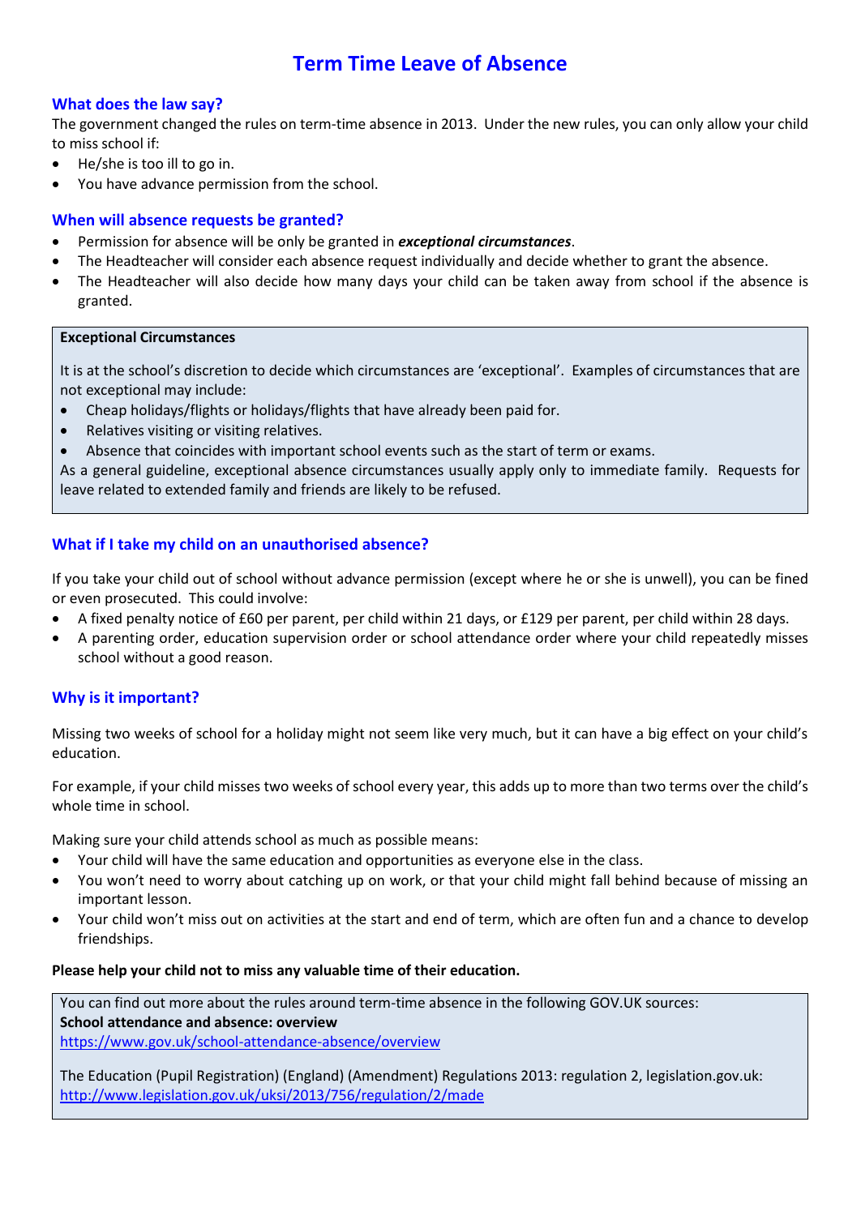# Term Time Leave of Absence

## What does the law say?

The government changed the rules on term-time absence in 2013. Under the new rules, you can only allow your child to miss school if:

- He/she is too ill to go in.
- You have advance permission from the school.

## When will absence requests be granted?

- Permission for absence will be only be granted in ***exceptional circumstances***.
- The Headteacher will consider each absence request individually and decide whether to grant the absence.
- The Headteacher will also decide how many days your child can be taken away from school if the absence is granted.

**Exceptional Circumstances**

It is at the school's discretion to decide which circumstances are 'exceptional'. Examples of circumstances that are not exceptional may include:

- Cheap holidays/flights or holidays/flights that have already been paid for.
- Relatives visiting or visiting relatives.
- Absence that coincides with important school events such as the start of term or exams.

As a general guideline, exceptional absence circumstances usually apply only to immediate family. Requests for leave related to extended family and friends are likely to be refused.

## What if I take my child on an unauthorised absence?

If you take your child out of school without advance permission (except where he or she is unwell), you can be fined or even prosecuted. This could involve:

- A fixed penalty notice of £60 per parent, per child within 21 days, or £129 per parent, per child within 28 days.
- A parenting order, education supervision order or school attendance order where your child repeatedly misses school without a good reason.

## Why is it important?

Missing two weeks of school for a holiday might not seem like very much, but it can have a big effect on your child's education.

For example, if your child misses two weeks of school every year, this adds up to more than two terms over the child's whole time in school.

Making sure your child attends school as much as possible means:

- Your child will have the same education and opportunities as everyone else in the class.
- You won't need to worry about catching up on work, or that your child might fall behind because of missing an important lesson.
- Your child won't miss out on activities at the start and end of term, which are often fun and a chance to develop friendships.

**Please help your child not to miss any valuable time of their education.**

You can find out more about the rules around term-time absence in the following GOV.UK sources:
**School attendance and absence: overview**
https://www.gov.uk/school-attendance-absence/overview

The Education (Pupil Registration) (England) (Amendment) Regulations 2013: regulation 2, legislation.gov.uk:
http://www.legislation.gov.uk/uksi/2013/756/regulation/2/made